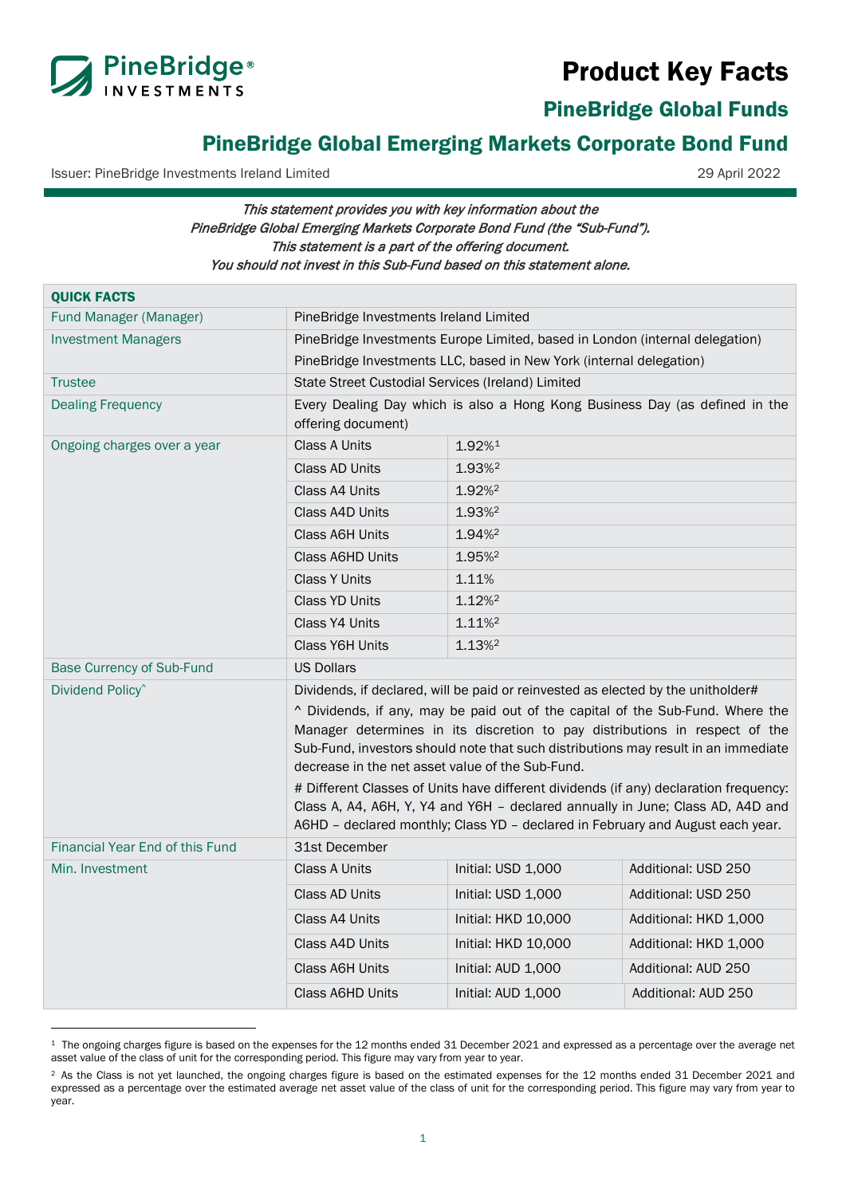# Product Key Facts

## PineBridge Global Funds

## PineBridge Global Emerging Markets Corporate Bond Fund

Issuer: PineBridge Investments Ireland Limited

29 April 2022

*This statement provides you with key information about the PineBridge Global Emerging Markets Corporate Bond Fund (the "Sub-Fund"). This statement is a part of the offering document. You should not invest in this Sub-Fund based on this statement alone.*

| QUICK FACTS | | | |
|---|---|---|---|
| Fund Manager (Manager) | PineBridge Investments Ireland Limited | | |
| Investment Managers | PineBridge Investments Europe Limited, based in London (internal delegation)<br>PineBridge Investments LLC, based in New York (internal delegation) | | |
| Trustee | State Street Custodial Services (Ireland) Limited | | |
| Dealing Frequency | Every Dealing Day which is also a Hong Kong Business Day (as defined in the offering document) | | |
| Ongoing charges over a year | Class A Units | 1.92%[1] | |
| | Class AD Units | 1.93%[2] | |
| | Class A4 Units | 1.92%[2] | |
| | Class A4D Units | 1.93%[2] | |
| | Class A6H Units | 1.94%[2] | |
| | Class A6HD Units | 1.95%[2] | |
| | Class Y Units | 1.11% | |
| | Class YD Units | 1.12%[2] | |
| | Class Y4 Units | 1.11%[2] | |
| | Class Y6H Units | 1.13%[2] | |
| Base Currency of Sub-Fund | US Dollars | | |
| Dividend Policy^ | Dividends, if declared, will be paid or reinvested as elected by the unitholder#<br>^ Dividends, if any, may be paid out of the capital of the Sub-Fund. Where the Manager determines in its discretion to pay distributions in respect of the Sub-Fund, investors should note that such distributions may result in an immediate decrease in the net asset value of the Sub-Fund.<br># Different Classes of Units have different dividends (if any) declaration frequency: Class A, A4, A6H, Y, Y4 and Y6H – declared annually in June; Class AD, A4D and A6HD – declared monthly; Class YD – declared in February and August each year. | | |
| Financial Year End of this Fund | 31st December | | |
| Min. Investment | Class A Units | Initial: USD 1,000 | Additional: USD 250 |
| | Class AD Units | Initial: USD 1,000 | Additional: USD 250 |
| | Class A4 Units | Initial: HKD 10,000 | Additional: HKD 1,000 |
| | Class A4D Units | Initial: HKD 10,000 | Additional: HKD 1,000 |
| | Class A6H Units | Initial: AUD 1,000 | Additional: AUD 250 |
| | Class A6HD Units | Initial: AUD 1,000 | Additional: AUD 250 |

[1] The ongoing charges figure is based on the expenses for the 12 months ended 31 December 2021 and expressed as a percentage over the average net asset value of the class of unit for the corresponding period. This figure may vary from year to year.

[2] As the Class is not yet launched, the ongoing charges figure is based on the estimated expenses for the 12 months ended 31 December 2021 and expressed as a percentage over the estimated average net asset value of the class of unit for the corresponding period. This figure may vary from year to year.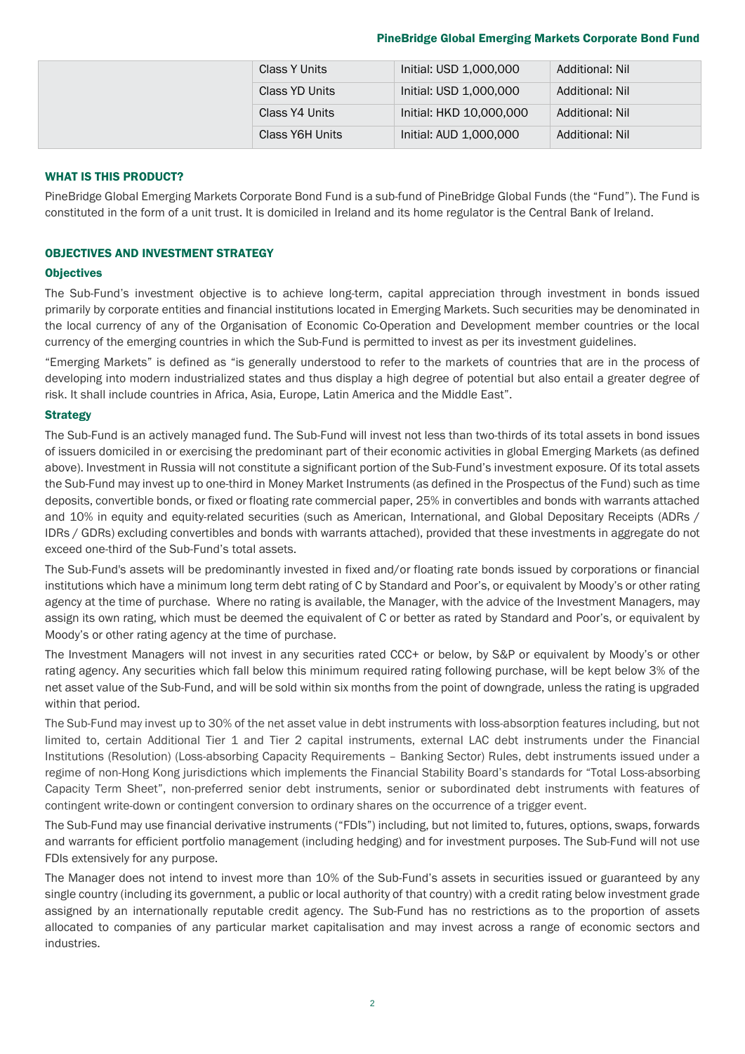| | Class Y Units | Initial: USD 1,000,000 | Additional: Nil |
|---|---|---|---|
| | Class YD Units | Initial: USD 1,000,000 | Additional: Nil |
| | Class Y4 Units | Initial: HKD 10,000,000 | Additional: Nil |
| | Class Y6H Units | Initial: AUD 1,000,000 | Additional: Nil |

## WHAT IS THIS PRODUCT?

PineBridge Global Emerging Markets Corporate Bond Fund is a sub-fund of PineBridge Global Funds (the "Fund"). The Fund is constituted in the form of a unit trust. It is domiciled in Ireland and its home regulator is the Central Bank of Ireland.

## OBJECTIVES AND INVESTMENT STRATEGY

### Objectives

The Sub-Fund's investment objective is to achieve long-term, capital appreciation through investment in bonds issued primarily by corporate entities and financial institutions located in Emerging Markets. Such securities may be denominated in the local currency of any of the Organisation of Economic Co-Operation and Development member countries or the local currency of the emerging countries in which the Sub-Fund is permitted to invest as per its investment guidelines.

"Emerging Markets" is defined as "is generally understood to refer to the markets of countries that are in the process of developing into modern industrialized states and thus display a high degree of potential but also entail a greater degree of risk. It shall include countries in Africa, Asia, Europe, Latin America and the Middle East".

### Strategy

The Sub-Fund is an actively managed fund. The Sub-Fund will invest not less than two-thirds of its total assets in bond issues of issuers domiciled in or exercising the predominant part of their economic activities in global Emerging Markets (as defined above). Investment in Russia will not constitute a significant portion of the Sub-Fund's investment exposure. Of its total assets the Sub-Fund may invest up to one-third in Money Market Instruments (as defined in the Prospectus of the Fund) such as time deposits, convertible bonds, or fixed or floating rate commercial paper, 25% in convertibles and bonds with warrants attached and 10% in equity and equity-related securities (such as American, International, and Global Depositary Receipts (ADRs / IDRs / GDRs) excluding convertibles and bonds with warrants attached), provided that these investments in aggregate do not exceed one-third of the Sub-Fund's total assets.

The Sub-Fund's assets will be predominantly invested in fixed and/or floating rate bonds issued by corporations or financial institutions which have a minimum long term debt rating of C by Standard and Poor's, or equivalent by Moody's or other rating agency at the time of purchase. Where no rating is available, the Manager, with the advice of the Investment Managers, may assign its own rating, which must be deemed the equivalent of C or better as rated by Standard and Poor's, or equivalent by Moody's or other rating agency at the time of purchase.

The Investment Managers will not invest in any securities rated CCC+ or below, by S&P or equivalent by Moody's or other rating agency. Any securities which fall below this minimum required rating following purchase, will be kept below 3% of the net asset value of the Sub-Fund, and will be sold within six months from the point of downgrade, unless the rating is upgraded within that period.

The Sub-Fund may invest up to 30% of the net asset value in debt instruments with loss-absorption features including, but not limited to, certain Additional Tier 1 and Tier 2 capital instruments, external LAC debt instruments under the Financial Institutions (Resolution) (Loss-absorbing Capacity Requirements – Banking Sector) Rules, debt instruments issued under a regime of non-Hong Kong jurisdictions which implements the Financial Stability Board's standards for "Total Loss-absorbing Capacity Term Sheet", non-preferred senior debt instruments, senior or subordinated debt instruments with features of contingent write-down or contingent conversion to ordinary shares on the occurrence of a trigger event.

The Sub-Fund may use financial derivative instruments ("FDIs") including, but not limited to, futures, options, swaps, forwards and warrants for efficient portfolio management (including hedging) and for investment purposes. The Sub-Fund will not use FDIs extensively for any purpose.

The Manager does not intend to invest more than 10% of the Sub-Fund's assets in securities issued or guaranteed by any single country (including its government, a public or local authority of that country) with a credit rating below investment grade assigned by an internationally reputable credit agency. The Sub-Fund has no restrictions as to the proportion of assets allocated to companies of any particular market capitalisation and may invest across a range of economic sectors and industries.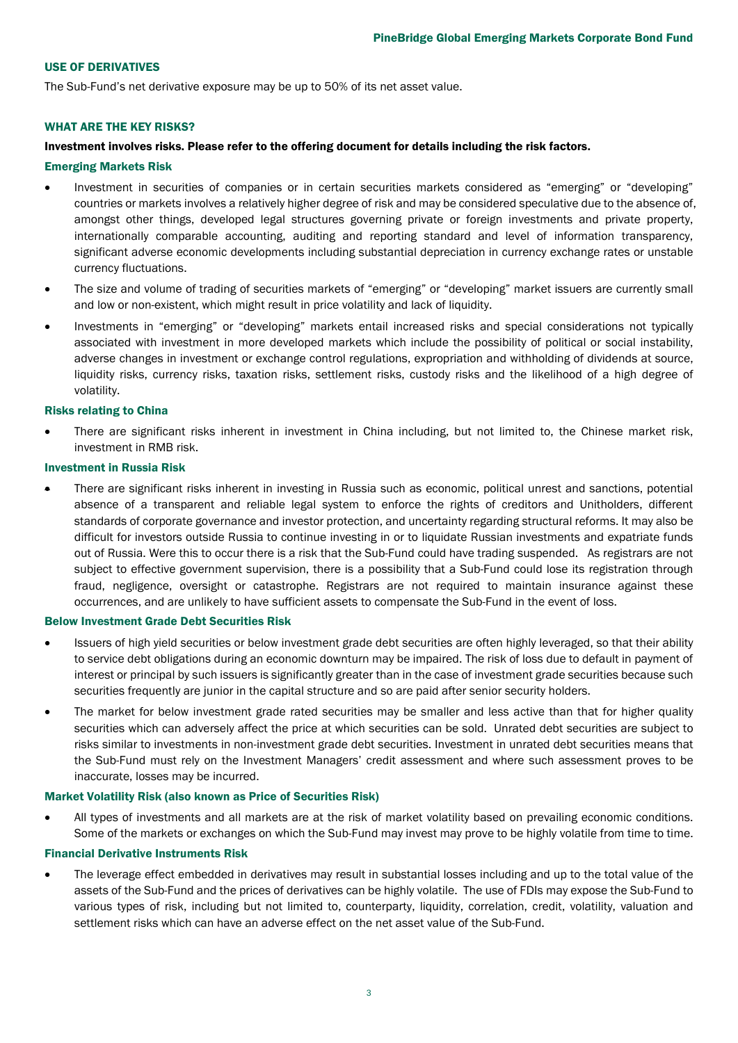## USE OF DERIVATIVES

The Sub-Fund's net derivative exposure may be up to 50% of its net asset value.

## WHAT ARE THE KEY RISKS?

**Investment involves risks. Please refer to the offering document for details including the risk factors.**

### Emerging Markets Risk

- Investment in securities of companies or in certain securities markets considered as "emerging" or "developing" countries or markets involves a relatively higher degree of risk and may be considered speculative due to the absence of, amongst other things, developed legal structures governing private or foreign investments and private property, internationally comparable accounting, auditing and reporting standard and level of information transparency, significant adverse economic developments including substantial depreciation in currency exchange rates or unstable currency fluctuations.
- The size and volume of trading of securities markets of "emerging" or "developing" market issuers are currently small and low or non-existent, which might result in price volatility and lack of liquidity.
- Investments in "emerging" or "developing" markets entail increased risks and special considerations not typically associated with investment in more developed markets which include the possibility of political or social instability, adverse changes in investment or exchange control regulations, expropriation and withholding of dividends at source, liquidity risks, currency risks, taxation risks, settlement risks, custody risks and the likelihood of a high degree of volatility.

### Risks relating to China

- There are significant risks inherent in investment in China including, but not limited to, the Chinese market risk, investment in RMB risk.

### Investment in Russia Risk

- There are significant risks inherent in investing in Russia such as economic, political unrest and sanctions, potential absence of a transparent and reliable legal system to enforce the rights of creditors and Unitholders, different standards of corporate governance and investor protection, and uncertainty regarding structural reforms. It may also be difficult for investors outside Russia to continue investing in or to liquidate Russian investments and expatriate funds out of Russia. Were this to occur there is a risk that the Sub-Fund could have trading suspended. As registrars are not subject to effective government supervision, there is a possibility that a Sub-Fund could lose its registration through fraud, negligence, oversight or catastrophe. Registrars are not required to maintain insurance against these occurrences, and are unlikely to have sufficient assets to compensate the Sub-Fund in the event of loss.

### Below Investment Grade Debt Securities Risk

- Issuers of high yield securities or below investment grade debt securities are often highly leveraged, so that their ability to service debt obligations during an economic downturn may be impaired. The risk of loss due to default in payment of interest or principal by such issuers is significantly greater than in the case of investment grade securities because such securities frequently are junior in the capital structure and so are paid after senior security holders.
- The market for below investment grade rated securities may be smaller and less active than that for higher quality securities which can adversely affect the price at which securities can be sold. Unrated debt securities are subject to risks similar to investments in non-investment grade debt securities. Investment in unrated debt securities means that the Sub-Fund must rely on the Investment Managers' credit assessment and where such assessment proves to be inaccurate, losses may be incurred.

### Market Volatility Risk (also known as Price of Securities Risk)

- All types of investments and all markets are at the risk of market volatility based on prevailing economic conditions. Some of the markets or exchanges on which the Sub-Fund may invest may prove to be highly volatile from time to time.

### Financial Derivative Instruments Risk

- The leverage effect embedded in derivatives may result in substantial losses including and up to the total value of the assets of the Sub-Fund and the prices of derivatives can be highly volatile. The use of FDIs may expose the Sub-Fund to various types of risk, including but not limited to, counterparty, liquidity, correlation, credit, volatility, valuation and settlement risks which can have an adverse effect on the net asset value of the Sub-Fund.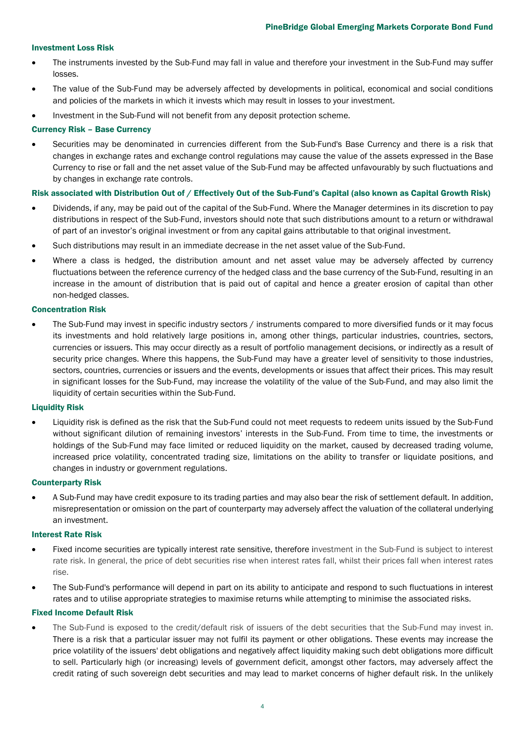### Investment Loss Risk

- The instruments invested by the Sub-Fund may fall in value and therefore your investment in the Sub-Fund may suffer losses.
- The value of the Sub-Fund may be adversely affected by developments in political, economical and social conditions and policies of the markets in which it invests which may result in losses to your investment.
- Investment in the Sub-Fund will not benefit from any deposit protection scheme.

### Currency Risk – Base Currency

- Securities may be denominated in currencies different from the Sub-Fund's Base Currency and there is a risk that changes in exchange rates and exchange control regulations may cause the value of the assets expressed in the Base Currency to rise or fall and the net asset value of the Sub-Fund may be affected unfavourably by such fluctuations and by changes in exchange rate controls.

### Risk associated with Distribution Out of / Effectively Out of the Sub-Fund's Capital (also known as Capital Growth Risk)

- Dividends, if any, may be paid out of the capital of the Sub-Fund. Where the Manager determines in its discretion to pay distributions in respect of the Sub-Fund, investors should note that such distributions amount to a return or withdrawal of part of an investor's original investment or from any capital gains attributable to that original investment.
- Such distributions may result in an immediate decrease in the net asset value of the Sub-Fund.
- Where a class is hedged, the distribution amount and net asset value may be adversely affected by currency fluctuations between the reference currency of the hedged class and the base currency of the Sub-Fund, resulting in an increase in the amount of distribution that is paid out of capital and hence a greater erosion of capital than other non-hedged classes.

### Concentration Risk

- The Sub-Fund may invest in specific industry sectors / instruments compared to more diversified funds or it may focus its investments and hold relatively large positions in, among other things, particular industries, countries, sectors, currencies or issuers. This may occur directly as a result of portfolio management decisions, or indirectly as a result of security price changes. Where this happens, the Sub-Fund may have a greater level of sensitivity to those industries, sectors, countries, currencies or issuers and the events, developments or issues that affect their prices. This may result in significant losses for the Sub-Fund, may increase the volatility of the value of the Sub-Fund, and may also limit the liquidity of certain securities within the Sub-Fund.

### Liquidity Risk

- Liquidity risk is defined as the risk that the Sub-Fund could not meet requests to redeem units issued by the Sub-Fund without significant dilution of remaining investors' interests in the Sub-Fund. From time to time, the investments or holdings of the Sub-Fund may face limited or reduced liquidity on the market, caused by decreased trading volume, increased price volatility, concentrated trading size, limitations on the ability to transfer or liquidate positions, and changes in industry or government regulations.

### Counterparty Risk

- A Sub-Fund may have credit exposure to its trading parties and may also bear the risk of settlement default. In addition, misrepresentation or omission on the part of counterparty may adversely affect the valuation of the collateral underlying an investment.

### Interest Rate Risk

- Fixed income securities are typically interest rate sensitive, therefore investment in the Sub-Fund is subject to interest rate risk. In general, the price of debt securities rise when interest rates fall, whilst their prices fall when interest rates rise.
- The Sub-Fund's performance will depend in part on its ability to anticipate and respond to such fluctuations in interest rates and to utilise appropriate strategies to maximise returns while attempting to minimise the associated risks.

### Fixed Income Default Risk

- The Sub-Fund is exposed to the credit/default risk of issuers of the debt securities that the Sub-Fund may invest in. There is a risk that a particular issuer may not fulfil its payment or other obligations. These events may increase the price volatility of the issuers' debt obligations and negatively affect liquidity making such debt obligations more difficult to sell. Particularly high (or increasing) levels of government deficit, amongst other factors, may adversely affect the credit rating of such sovereign debt securities and may lead to market concerns of higher default risk. In the unlikely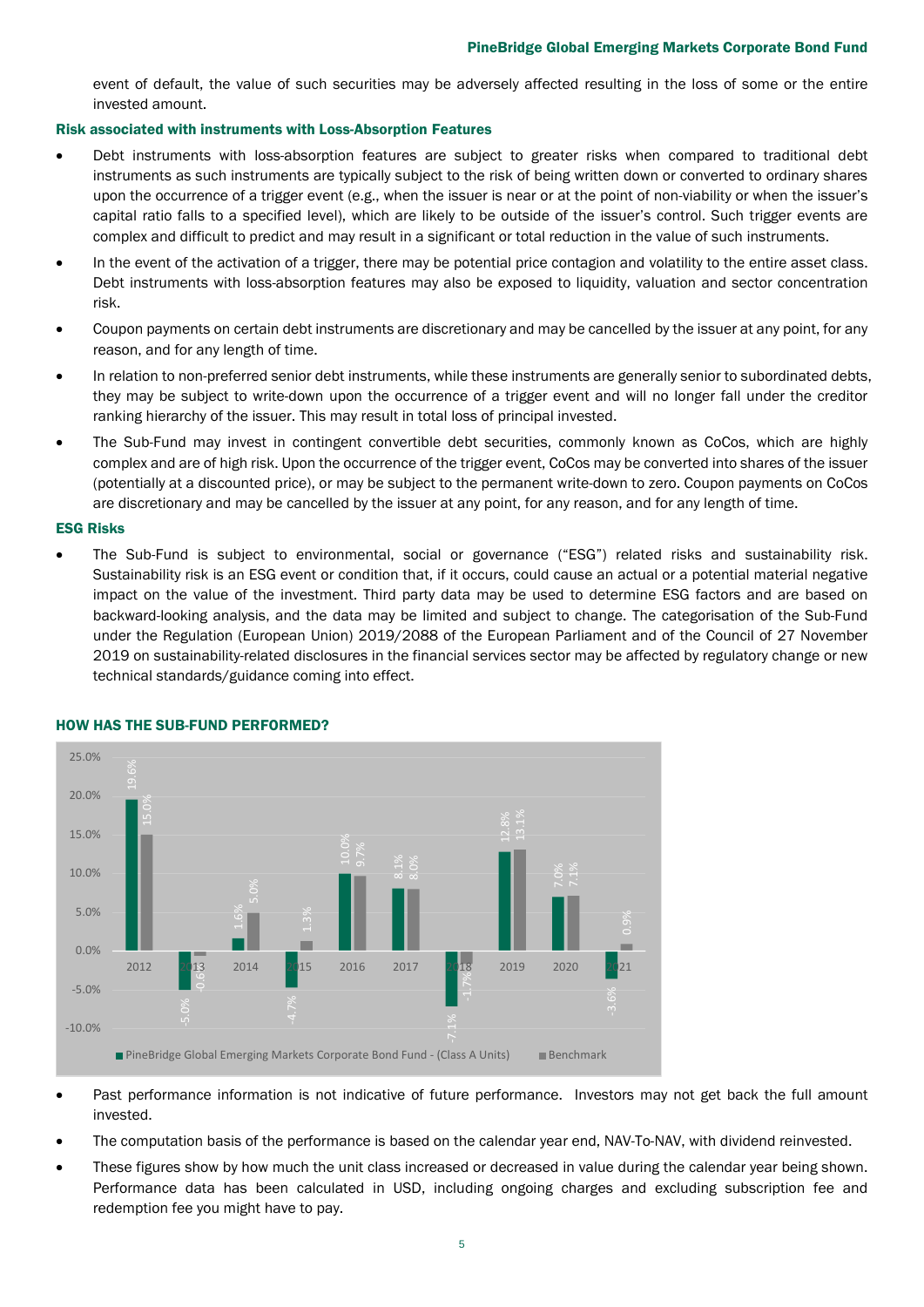event of default, the value of such securities may be adversely affected resulting in the loss of some or the entire invested amount.

### Risk associated with instruments with Loss-Absorption Features

- Debt instruments with loss-absorption features are subject to greater risks when compared to traditional debt instruments as such instruments are typically subject to the risk of being written down or converted to ordinary shares upon the occurrence of a trigger event (e.g., when the issuer is near or at the point of non-viability or when the issuer's capital ratio falls to a specified level), which are likely to be outside of the issuer's control. Such trigger events are complex and difficult to predict and may result in a significant or total reduction in the value of such instruments.
- In the event of the activation of a trigger, there may be potential price contagion and volatility to the entire asset class. Debt instruments with loss-absorption features may also be exposed to liquidity, valuation and sector concentration risk.
- Coupon payments on certain debt instruments are discretionary and may be cancelled by the issuer at any point, for any reason, and for any length of time.
- In relation to non-preferred senior debt instruments, while these instruments are generally senior to subordinated debts, they may be subject to write-down upon the occurrence of a trigger event and will no longer fall under the creditor ranking hierarchy of the issuer. This may result in total loss of principal invested.
- The Sub-Fund may invest in contingent convertible debt securities, commonly known as CoCos, which are highly complex and are of high risk. Upon the occurrence of the trigger event, CoCos may be converted into shares of the issuer (potentially at a discounted price), or may be subject to the permanent write-down to zero. Coupon payments on CoCos are discretionary and may be cancelled by the issuer at any point, for any reason, and for any length of time.

### ESG Risks

- The Sub-Fund is subject to environmental, social or governance ("ESG") related risks and sustainability risk. Sustainability risk is an ESG event or condition that, if it occurs, could cause an actual or a potential material negative impact on the value of the investment. Third party data may be used to determine ESG factors and are based on backward-looking analysis, and the data may be limited and subject to change. The categorisation of the Sub-Fund under the Regulation (European Union) 2019/2088 of the European Parliament and of the Council of 27 November 2019 on sustainability-related disclosures in the financial services sector may be affected by regulatory change or new technical standards/guidance coming into effect.

## HOW HAS THE SUB-FUND PERFORMED?

| Year | PineBridge Global Emerging Markets Corporate Bond Fund - (Class A Units) | Benchmark |
|---|---|---|
| 2012 | 19.6% | 15.0% |
| 2013 | -5.0% | -0.6% |
| 2014 | 1.6% | 5.0% |
| 2015 | -4.7% | 1.3% |
| 2016 | 10.0% | 9.7% |
| 2017 | 8.1% | 8.0% |
| 2018 | -7.1% | -1.7% |
| 2019 | 12.8% | 13.1% |
| 2020 | 7.0% | 7.1% |
| 2021 | -3.6% | 0.9% |

- Past performance information is not indicative of future performance. Investors may not get back the full amount invested.
- The computation basis of the performance is based on the calendar year end, NAV-To-NAV, with dividend reinvested.
- These figures show by how much the unit class increased or decreased in value during the calendar year being shown. Performance data has been calculated in USD, including ongoing charges and excluding subscription fee and redemption fee you might have to pay.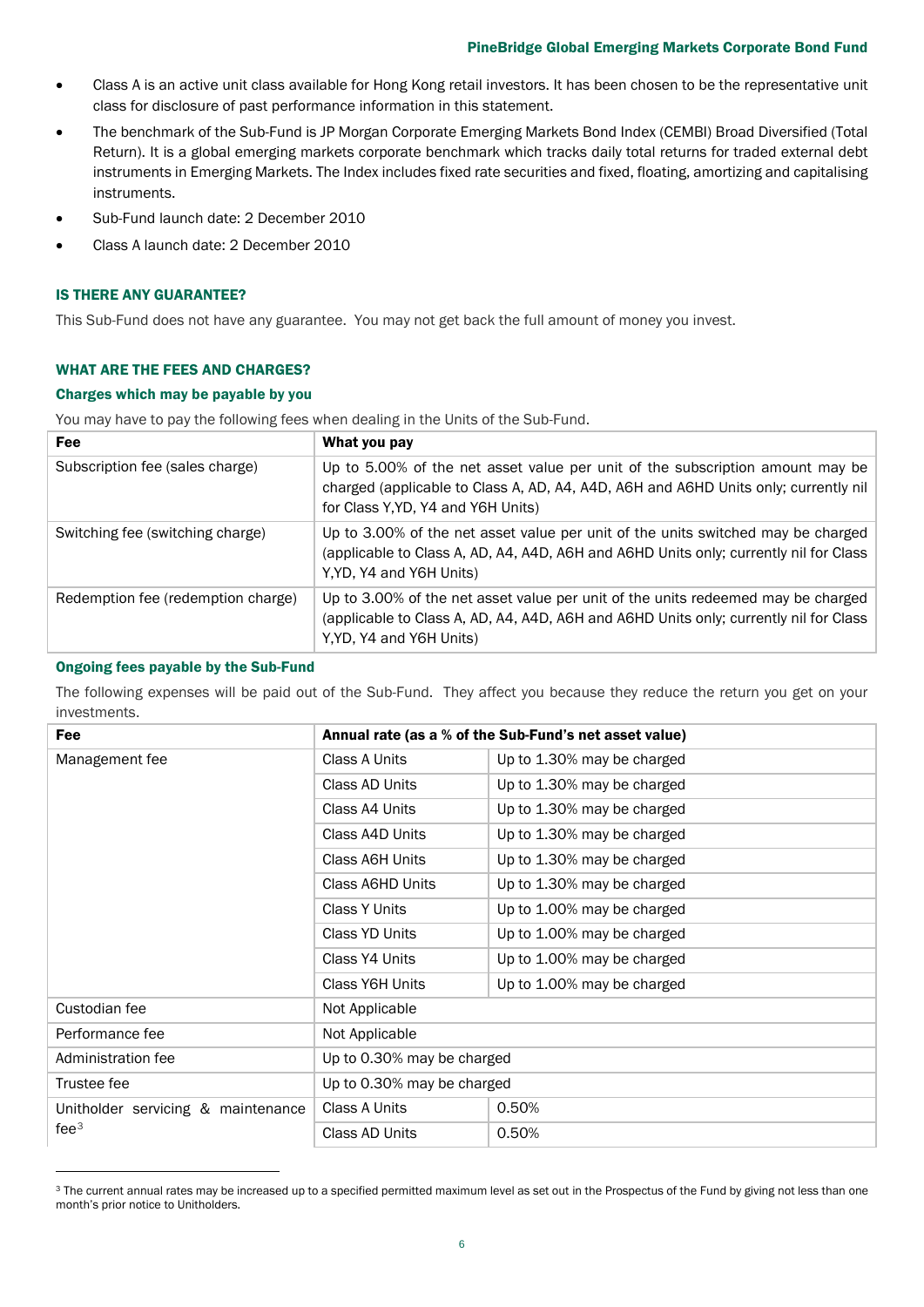- Class A is an active unit class available for Hong Kong retail investors. It has been chosen to be the representative unit class for disclosure of past performance information in this statement.
- The benchmark of the Sub-Fund is JP Morgan Corporate Emerging Markets Bond Index (CEMBI) Broad Diversified (Total Return). It is a global emerging markets corporate benchmark which tracks daily total returns for traded external debt instruments in Emerging Markets. The Index includes fixed rate securities and fixed, floating, amortizing and capitalising instruments.
- Sub-Fund launch date: 2 December 2010
- Class A launch date: 2 December 2010

## IS THERE ANY GUARANTEE?

This Sub-Fund does not have any guarantee. You may not get back the full amount of money you invest.

## WHAT ARE THE FEES AND CHARGES?

### Charges which may be payable by you

You may have to pay the following fees when dealing in the Units of the Sub-Fund.

| Fee | What you pay |
|---|---|
| Subscription fee (sales charge) | Up to 5.00% of the net asset value per unit of the subscription amount may be charged (applicable to Class A, AD, A4, A4D, A6H and A6HD Units only; currently nil for Class Y,YD, Y4 and Y6H Units) |
| Switching fee (switching charge) | Up to 3.00% of the net asset value per unit of the units switched may be charged (applicable to Class A, AD, A4, A4D, A6H and A6HD Units only; currently nil for Class Y,YD, Y4 and Y6H Units) |
| Redemption fee (redemption charge) | Up to 3.00% of the net asset value per unit of the units redeemed may be charged (applicable to Class A, AD, A4, A4D, A6H and A6HD Units only; currently nil for Class Y,YD, Y4 and Y6H Units) |

### Ongoing fees payable by the Sub-Fund

The following expenses will be paid out of the Sub-Fund. They affect you because they reduce the return you get on your investments.

| Fee | Annual rate (as a % of the Sub-Fund's net asset value) | |
|---|---|---|
| Management fee | Class A Units | Up to 1.30% may be charged |
| | Class AD Units | Up to 1.30% may be charged |
| | Class A4 Units | Up to 1.30% may be charged |
| | Class A4D Units | Up to 1.30% may be charged |
| | Class A6H Units | Up to 1.30% may be charged |
| | Class A6HD Units | Up to 1.30% may be charged |
| | Class Y Units | Up to 1.00% may be charged |
| | Class YD Units | Up to 1.00% may be charged |
| | Class Y4 Units | Up to 1.00% may be charged |
| | Class Y6H Units | Up to 1.00% may be charged |
| Custodian fee | Not Applicable | |
| Performance fee | Not Applicable | |
| Administration fee | Up to 0.30% may be charged | |
| Trustee fee | Up to 0.30% may be charged | |
| Unitholder servicing & maintenance fee[3] | Class A Units | 0.50% |
| | Class AD Units | 0.50% |

[3] The current annual rates may be increased up to a specified permitted maximum level as set out in the Prospectus of the Fund by giving not less than one month's prior notice to Unitholders.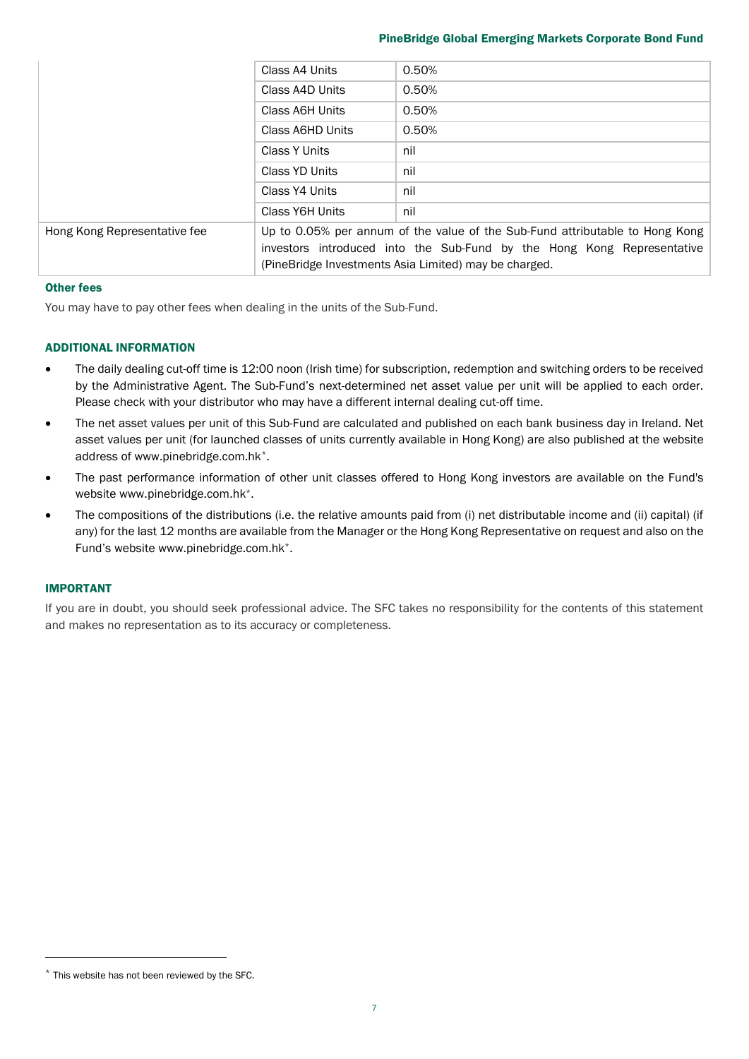| | | |
|---|---|---|
| | Class A4 Units | 0.50% |
| | Class A4D Units | 0.50% |
| | Class A6H Units | 0.50% |
| | Class A6HD Units | 0.50% |
| | Class Y Units | nil |
| | Class YD Units | nil |
| | Class Y4 Units | nil |
| | Class Y6H Units | nil |
| Hong Kong Representative fee | Up to 0.05% per annum of the value of the Sub-Fund attributable to Hong Kong investors introduced into the Sub-Fund by the Hong Kong Representative (PineBridge Investments Asia Limited) may be charged. | |

**Other fees**

You may have to pay other fees when dealing in the units of the Sub-Fund.

## ADDITIONAL INFORMATION

- The daily dealing cut-off time is 12:00 noon (Irish time) for subscription, redemption and switching orders to be received by the Administrative Agent. The Sub-Fund's next-determined net asset value per unit will be applied to each order. Please check with your distributor who may have a different internal dealing cut-off time.
- The net asset values per unit of this Sub-Fund are calculated and published on each bank business day in Ireland. Net asset values per unit (for launched classes of units currently available in Hong Kong) are also published at the website address of www.pinebridge.com.hk*.
- The past performance information of other unit classes offered to Hong Kong investors are available on the Fund's website www.pinebridge.com.hk*.
- The compositions of the distributions (i.e. the relative amounts paid from (i) net distributable income and (ii) capital) (if any) for the last 12 months are available from the Manager or the Hong Kong Representative on request and also on the Fund's website www.pinebridge.com.hk*.

## IMPORTANT

If you are in doubt, you should seek professional advice. The SFC takes no responsibility for the contents of this statement and makes no representation as to its accuracy or completeness.

* This website has not been reviewed by the SFC.